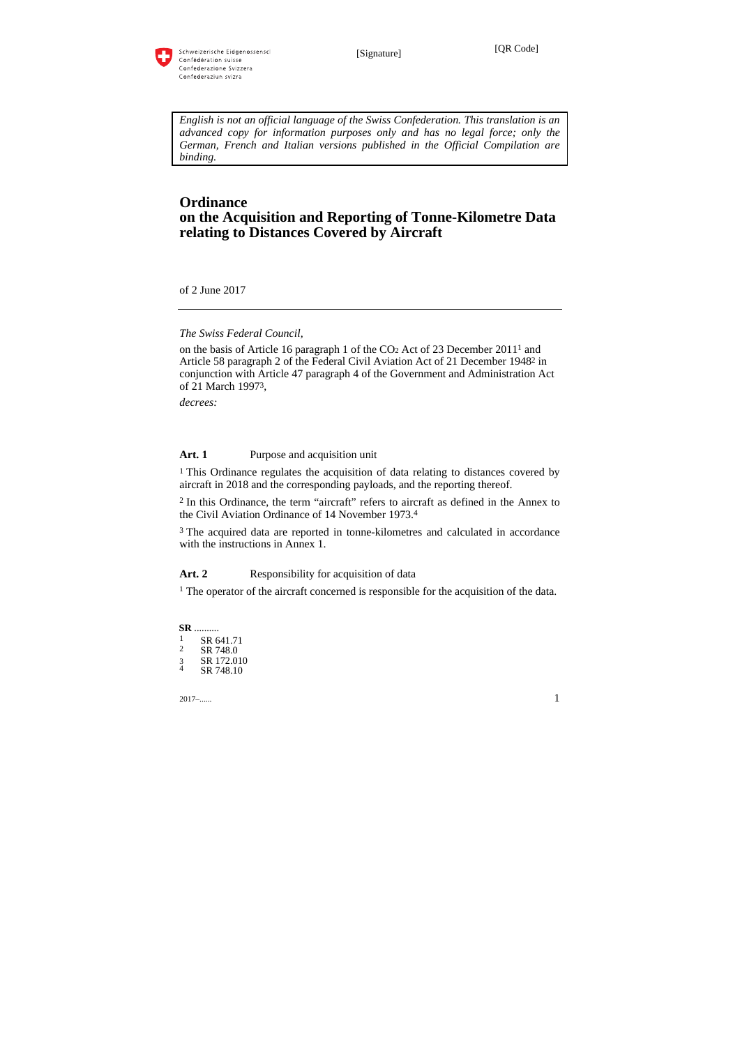Schweizerische Eidgenossenschaft
Confédération suisse
Confederazione Svizzera
Confederaziun svizra

[Signature]

[QR Code]

*English is not an official language of the Swiss Confederation. This translation is an advanced copy for information purposes only and has no legal force; only the German, French and Italian versions published in the Official Compilation are binding.*

# Ordinance on the Acquisition and Reporting of Tonne-Kilometre Data relating to Distances Covered by Aircraft

of 2 June 2017

---

*The Swiss Federal Council,*

on the basis of Article 16 paragraph 1 of the $CO_2$ Act of 23 December 2011[1] and Article 58 paragraph 2 of the Federal Civil Aviation Act of 21 December 1948[2] in conjunction with Article 47 paragraph 4 of the Government and Administration Act of 21 March 1997[3],

*decrees:*

**Art. 1** Purpose and acquisition unit

[1] This Ordinance regulates the acquisition of data relating to distances covered by aircraft in 2018 and the corresponding payloads, and the reporting thereof.

[2] In this Ordinance, the term “aircraft” refers to aircraft as defined in the Annex to the Civil Aviation Ordinance of 14 November 1973.[4]

[3] The acquired data are reported in tonne-kilometres and calculated in accordance with the instructions in Annex 1.

**Art. 2** Responsibility for acquisition of data

[1] The operator of the aircraft concerned is responsible for the acquisition of the data.

**SR** ..........

1 SR 641.71
2 SR 748.0
3 SR 172.010
4 SR 748.10

2017–......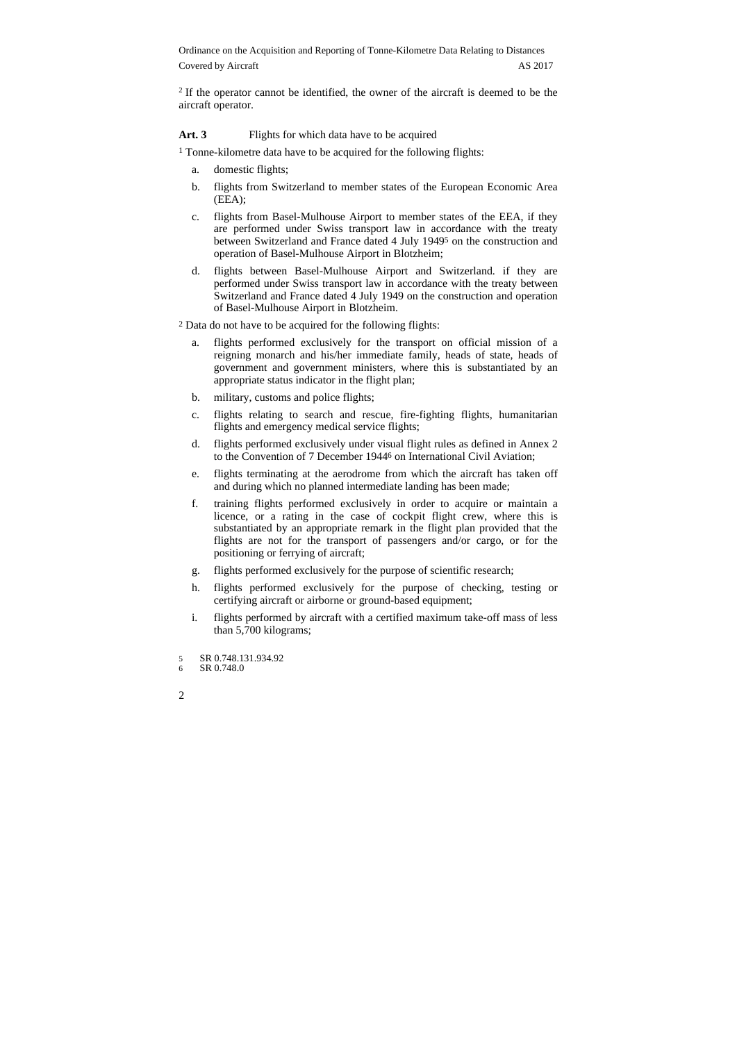[2] If the operator cannot be identified, the owner of the aircraft is deemed to be the aircraft operator.

**Art. 3** Flights for which data have to be acquired

[1] Tonne-kilometre data have to be acquired for the following flights:

a. domestic flights;

b. flights from Switzerland to member states of the European Economic Area (EEA);

c. flights from Basel-Mulhouse Airport to member states of the EEA, if they are performed under Swiss transport law in accordance with the treaty between Switzerland and France dated 4 July 1949[5] on the construction and operation of Basel-Mulhouse Airport in Blotzheim;

d. flights between Basel-Mulhouse Airport and Switzerland. if they are performed under Swiss transport law in accordance with the treaty between Switzerland and France dated 4 July 1949 on the construction and operation of Basel-Mulhouse Airport in Blotzheim.

[2] Data do not have to be acquired for the following flights:

a. flights performed exclusively for the transport on official mission of a reigning monarch and his/her immediate family, heads of state, heads of government and government ministers, where this is substantiated by an appropriate status indicator in the flight plan;

b. military, customs and police flights;

c. flights relating to search and rescue, fire-fighting flights, humanitarian flights and emergency medical service flights;

d. flights performed exclusively under visual flight rules as defined in Annex 2 to the Convention of 7 December 1944[6] on International Civil Aviation;

e. flights terminating at the aerodrome from which the aircraft has taken off and during which no planned intermediate landing has been made;

f. training flights performed exclusively in order to acquire or maintain a licence, or a rating in the case of cockpit flight crew, where this is substantiated by an appropriate remark in the flight plan provided that the flights are not for the transport of passengers and/or cargo, or for the positioning or ferrying of aircraft;

g. flights performed exclusively for the purpose of scientific research;

h. flights performed exclusively for the purpose of checking, testing or certifying aircraft or airborne or ground-based equipment;

i. flights performed by aircraft with a certified maximum take-off mass of less than 5,700 kilograms;

[5] SR 0.748.131.934.92
[6] SR 0.748.0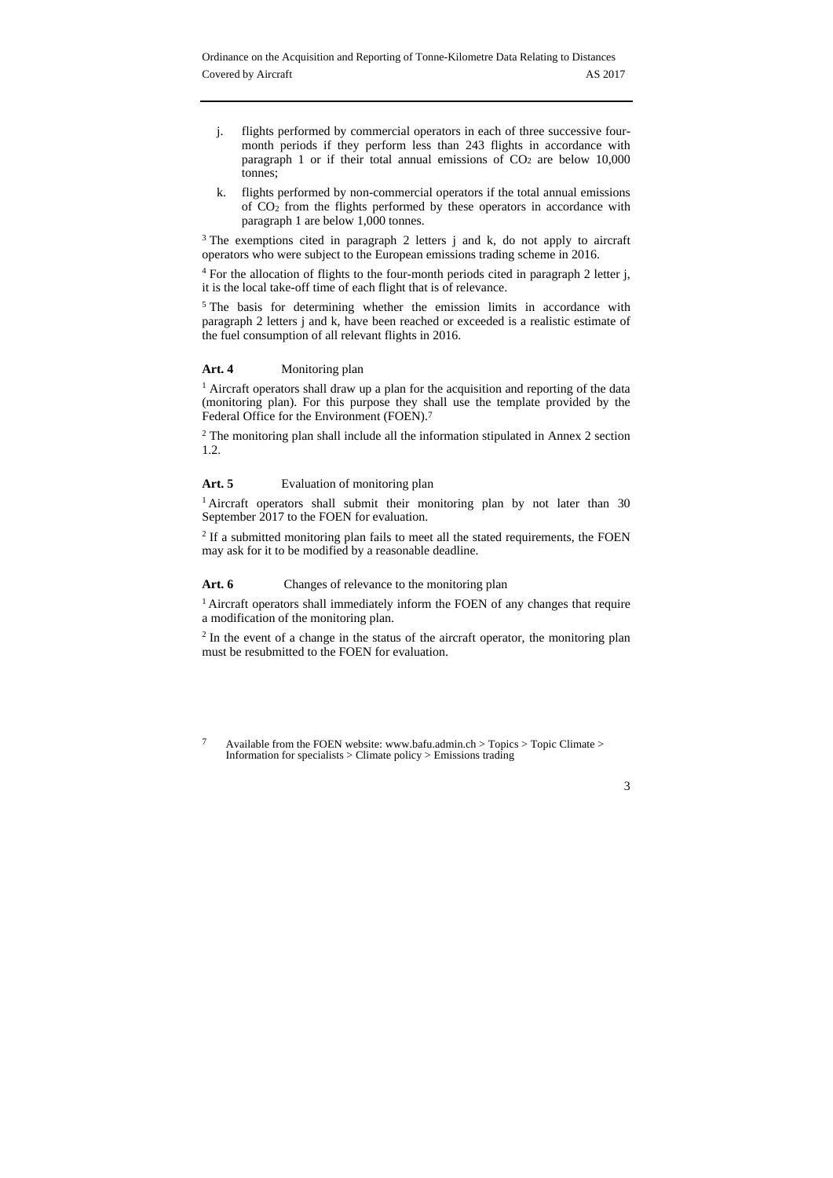j. flights performed by commercial operators in each of three successive four-month periods if they perform less than 243 flights in accordance with paragraph 1 or if their total annual emissions of $CO_2$ are below 10,000 tonnes;

k. flights performed by non-commercial operators if the total annual emissions of $CO_2$ from the flights performed by these operators in accordance with paragraph 1 are below 1,000 tonnes.

[3] The exemptions cited in paragraph 2 letters j and k, do not apply to aircraft operators who were subject to the European emissions trading scheme in 2016.

[4] For the allocation of flights to the four-month periods cited in paragraph 2 letter j, it is the local take-off time of each flight that is of relevance.

[5] The basis for determining whether the emission limits in accordance with paragraph 2 letters j and k, have been reached or exceeded is a realistic estimate of the fuel consumption of all relevant flights in 2016.

**Art. 4** Monitoring plan

[1] Aircraft operators shall draw up a plan for the acquisition and reporting of the data (monitoring plan). For this purpose they shall use the template provided by the Federal Office for the Environment (FOEN).[7]

[2] The monitoring plan shall include all the information stipulated in Annex 2 section 1.2.

**Art. 5** Evaluation of monitoring plan

[1] Aircraft operators shall submit their monitoring plan by not later than 30 September 2017 to the FOEN for evaluation.

[2] If a submitted monitoring plan fails to meet all the stated requirements, the FOEN may ask for it to be modified by a reasonable deadline.

**Art. 6** Changes of relevance to the monitoring plan

[1] Aircraft operators shall immediately inform the FOEN of any changes that require a modification of the monitoring plan.

[2] In the event of a change in the status of the aircraft operator, the monitoring plan must be resubmitted to the FOEN for evaluation.

[7] Available from the FOEN website: www.bafu.admin.ch > Topics > Topic Climate > Information for specialists > Climate policy > Emissions trading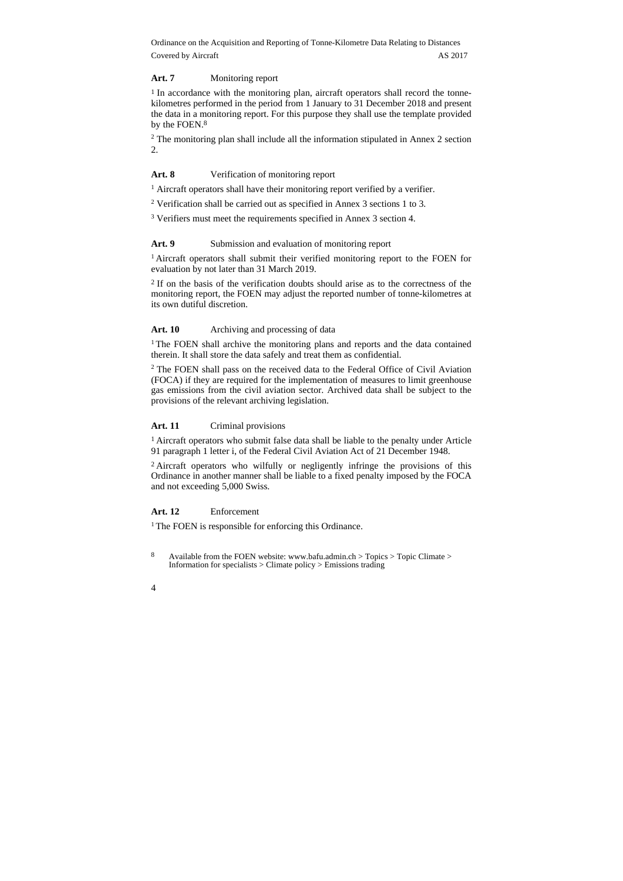### Art. 7 Monitoring report

[1] In accordance with the monitoring plan, aircraft operators shall record the tonne-kilometres performed in the period from 1 January to 31 December 2018 and present the data in a monitoring report. For this purpose they shall use the template provided by the FOEN.[8]

[2] The monitoring plan shall include all the information stipulated in Annex 2 section 2.

### Art. 8 Verification of monitoring report

[1] Aircraft operators shall have their monitoring report verified by a verifier.

[2] Verification shall be carried out as specified in Annex 3 sections 1 to 3.

[3] Verifiers must meet the requirements specified in Annex 3 section 4.

### Art. 9 Submission and evaluation of monitoring report

[1] Aircraft operators shall submit their verified monitoring report to the FOEN for evaluation by not later than 31 March 2019.

[2] If on the basis of the verification doubts should arise as to the correctness of the monitoring report, the FOEN may adjust the reported number of tonne-kilometres at its own dutiful discretion.

### Art. 10 Archiving and processing of data

[1] The FOEN shall archive the monitoring plans and reports and the data contained therein. It shall store the data safely and treat them as confidential.

[2] The FOEN shall pass on the received data to the Federal Office of Civil Aviation (FOCA) if they are required for the implementation of measures to limit greenhouse gas emissions from the civil aviation sector. Archived data shall be subject to the provisions of the relevant archiving legislation.

### Art. 11 Criminal provisions

[1] Aircraft operators who submit false data shall be liable to the penalty under Article 91 paragraph 1 letter i, of the Federal Civil Aviation Act of 21 December 1948.

[2] Aircraft operators who wilfully or negligently infringe the provisions of this Ordinance in another manner shall be liable to a fixed penalty imposed by the FOCA and not exceeding 5,000 Swiss.

### Art. 12 Enforcement

[1] The FOEN is responsible for enforcing this Ordinance.

---

[8] Available from the FOEN website: www.bafu.admin.ch > Topics > Topic Climate > Information for specialists > Climate policy > Emissions trading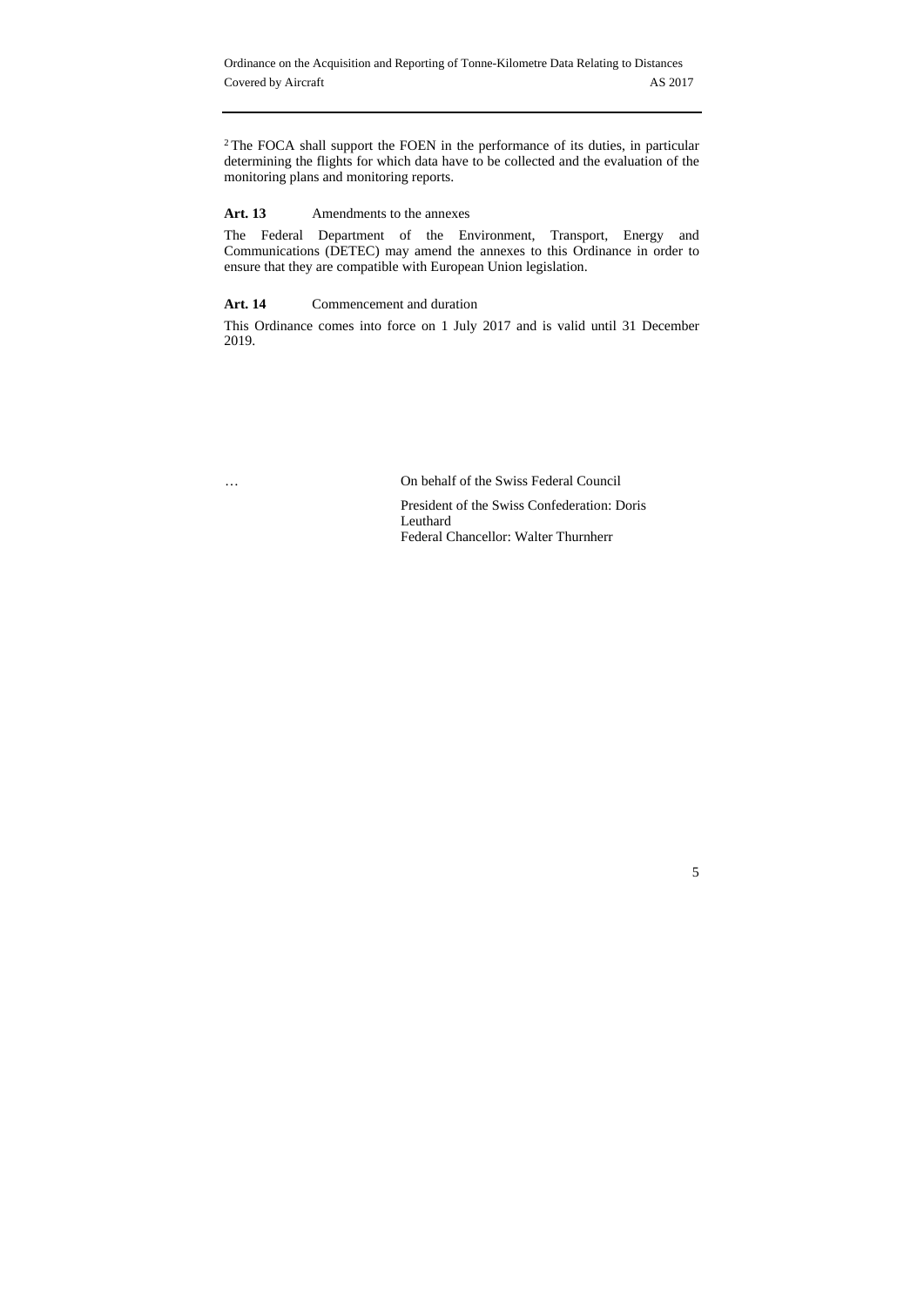[2] The FOCA shall support the FOEN in the performance of its duties, in particular determining the flights for which data have to be collected and the evaluation of the monitoring plans and monitoring reports.

**Art. 13** Amendments to the annexes

The Federal Department of the Environment, Transport, Energy and Communications (DETEC) may amend the annexes to this Ordinance in order to ensure that they are compatible with European Union legislation.

**Art. 14** Commencement and duration

This Ordinance comes into force on 1 July 2017 and is valid until 31 December 2019.

… On behalf of the Swiss Federal Council

President of the Swiss Confederation: Doris Leuthard
Federal Chancellor: Walter Thurnherr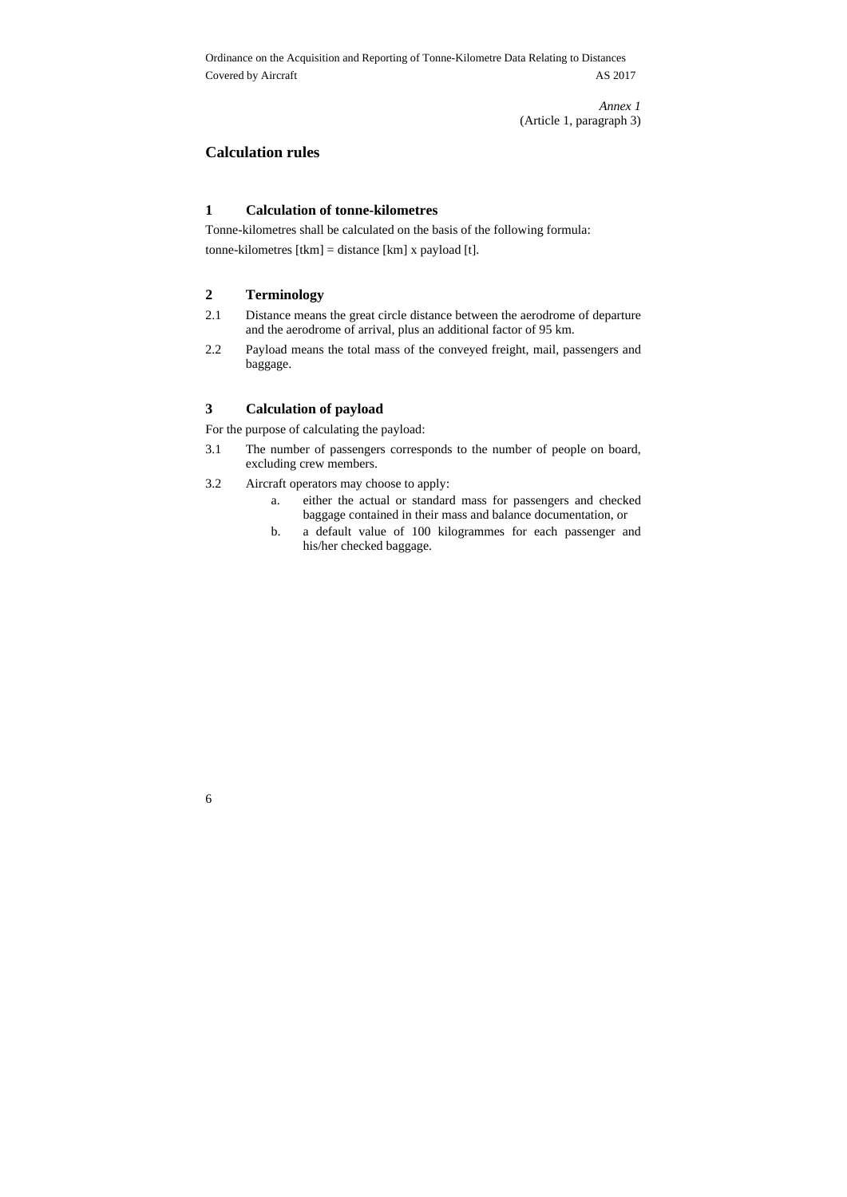*Annex 1*
(Article 1, paragraph 3)

## Calculation rules

### 1 Calculation of tonne-kilometres

Tonne-kilometres shall be calculated on the basis of the following formula:

tonne-kilometres [tkm] = distance [km] x payload [t].

### 2 Terminology

2.1 Distance means the great circle distance between the aerodrome of departure and the aerodrome of arrival, plus an additional factor of 95 km.

2.2 Payload means the total mass of the conveyed freight, mail, passengers and baggage.

### 3 Calculation of payload

For the purpose of calculating the payload:

3.1 The number of passengers corresponds to the number of people on board, excluding crew members.

3.2 Aircraft operators may choose to apply:

- a. either the actual or standard mass for passengers and checked baggage contained in their mass and balance documentation, or
- b. a default value of 100 kilogrammes for each passenger and his/her checked baggage.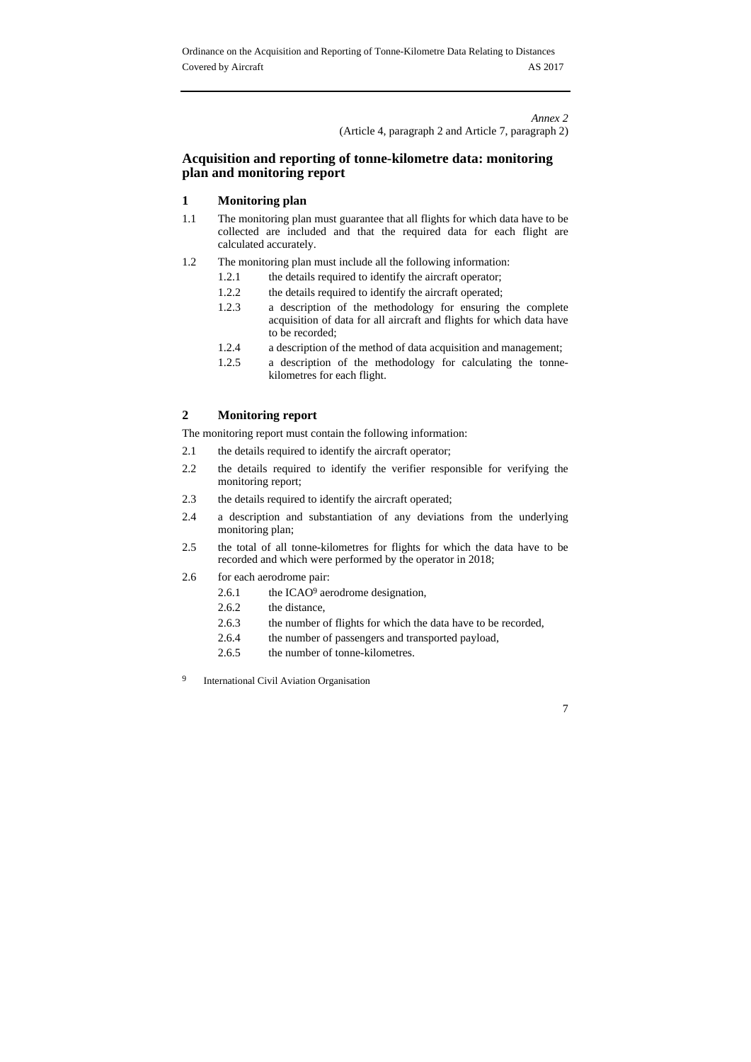*Annex 2*
(Article 4, paragraph 2 and Article 7, paragraph 2)

## Acquisition and reporting of tonne-kilometre data: monitoring plan and monitoring report

### 1 Monitoring plan

1.1 The monitoring plan must guarantee that all flights for which data have to be collected are included and that the required data for each flight are calculated accurately.

1.2 The monitoring plan must include all the following information:

- 1.2.1 the details required to identify the aircraft operator;
- 1.2.2 the details required to identify the aircraft operated;
- 1.2.3 a description of the methodology for ensuring the complete acquisition of data for all aircraft and flights for which data have to be recorded;
- 1.2.4 a description of the method of data acquisition and management;
- 1.2.5 a description of the methodology for calculating the tonne-kilometres for each flight.

### 2 Monitoring report

The monitoring report must contain the following information:

2.1 the details required to identify the aircraft operator;

2.2 the details required to identify the verifier responsible for verifying the monitoring report;

2.3 the details required to identify the aircraft operated;

2.4 a description and substantiation of any deviations from the underlying monitoring plan;

2.5 the total of all tonne-kilometres for flights for which the data have to be recorded and which were performed by the operator in 2018;

2.6 for each aerodrome pair:

- 2.6.1 the ICAO[9] aerodrome designation,
- 2.6.2 the distance,
- 2.6.3 the number of flights for which the data have to be recorded,
- 2.6.4 the number of passengers and transported payload,
- 2.6.5 the number of tonne-kilometres.

[9] International Civil Aviation Organisation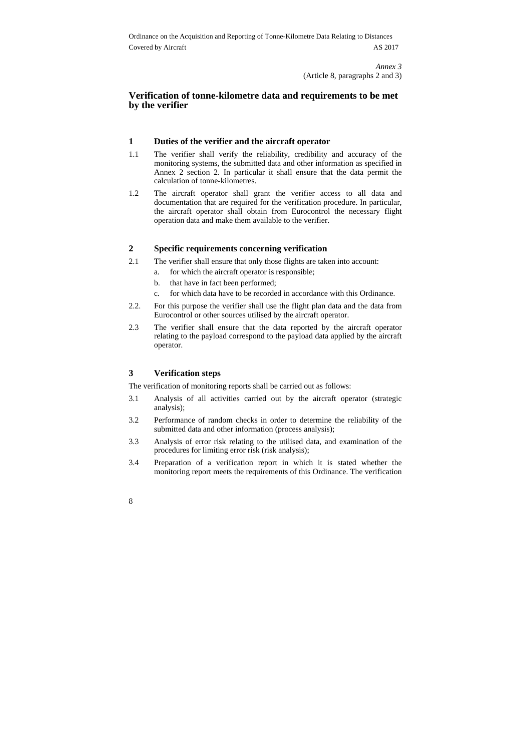*Annex 3*
(Article 8, paragraphs 2 and 3)

## Verification of tonne-kilometre data and requirements to be met by the verifier

### 1 Duties of the verifier and the aircraft operator

1.1 The verifier shall verify the reliability, credibility and accuracy of the monitoring systems, the submitted data and other information as specified in Annex 2 section 2. In particular it shall ensure that the data permit the calculation of tonne-kilometres.

1.2 The aircraft operator shall grant the verifier access to all data and documentation that are required for the verification procedure. In particular, the aircraft operator shall obtain from Eurocontrol the necessary flight operation data and make them available to the verifier.

### 2 Specific requirements concerning verification

2.1 The verifier shall ensure that only those flights are taken into account:

a. for which the aircraft operator is responsible;

b. that have in fact been performed;

c. for which data have to be recorded in accordance with this Ordinance.

2.2. For this purpose the verifier shall use the flight plan data and the data from Eurocontrol or other sources utilised by the aircraft operator.

2.3 The verifier shall ensure that the data reported by the aircraft operator relating to the payload correspond to the payload data applied by the aircraft operator.

### 3 Verification steps

The verification of monitoring reports shall be carried out as follows:

3.1 Analysis of all activities carried out by the aircraft operator (strategic analysis);

3.2 Performance of random checks in order to determine the reliability of the submitted data and other information (process analysis);

3.3 Analysis of error risk relating to the utilised data, and examination of the procedures for limiting error risk (risk analysis);

3.4 Preparation of a verification report in which it is stated whether the monitoring report meets the requirements of this Ordinance. The verification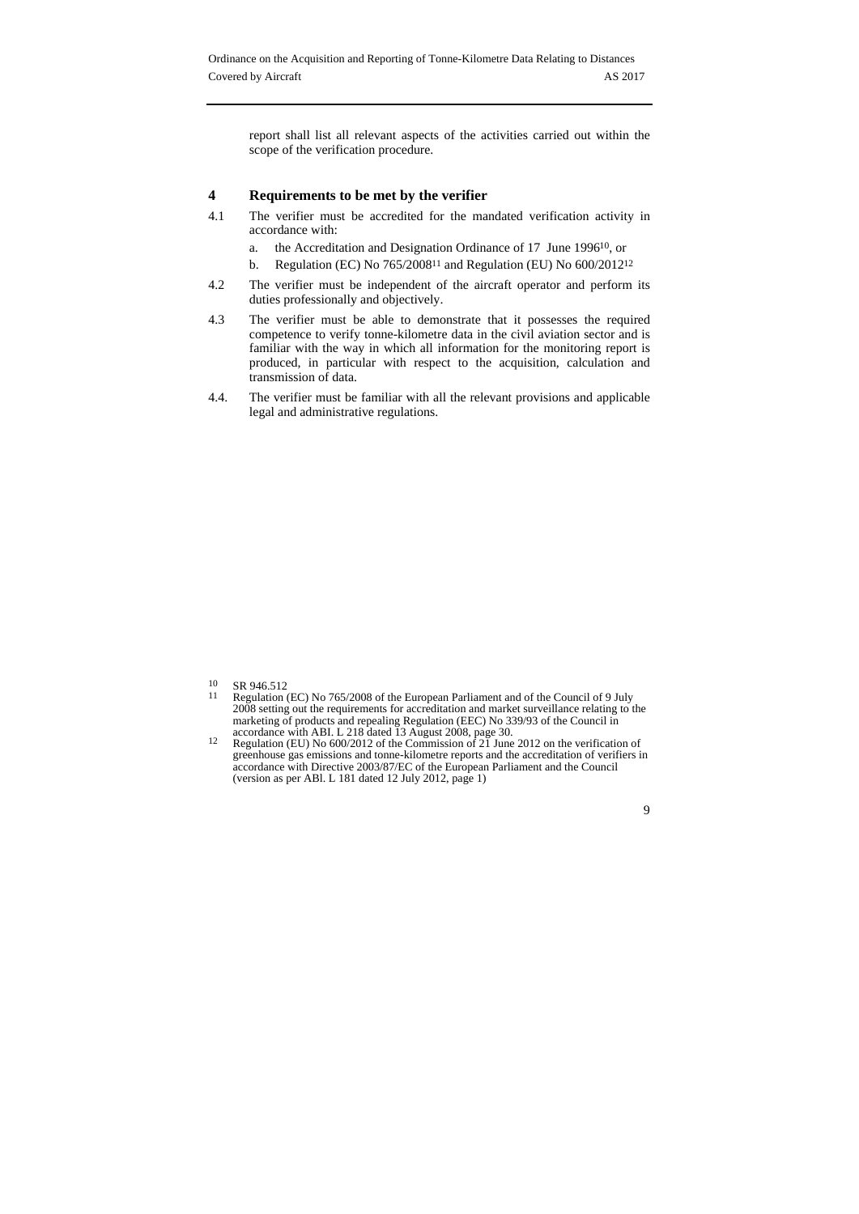report shall list all relevant aspects of the activities carried out within the scope of the verification procedure.

## 4 Requirements to be met by the verifier

4.1 The verifier must be accredited for the mandated verification activity in accordance with:

a. the Accreditation and Designation Ordinance of 17 June 1996[10], or

b. Regulation (EC) No 765/2008[11] and Regulation (EU) No 600/2012[12]

4.2 The verifier must be independent of the aircraft operator and perform its duties professionally and objectively.

4.3 The verifier must be able to demonstrate that it possesses the required competence to verify tonne-kilometre data in the civil aviation sector and is familiar with the way in which all information for the monitoring report is produced, in particular with respect to the acquisition, calculation and transmission of data.

4.4. The verifier must be familiar with all the relevant provisions and applicable legal and administrative regulations.

---

[10] SR 946.512

[11] Regulation (EC) No 765/2008 of the European Parliament and of the Council of 9 July 2008 setting out the requirements for accreditation and market surveillance relating to the marketing of products and repealing Regulation (EEC) No 339/93 of the Council in accordance with ABI. L 218 dated 13 August 2008, page 30.

[12] Regulation (EU) No 600/2012 of the Commission of 21 June 2012 on the verification of greenhouse gas emissions and tonne-kilometre reports and the accreditation of verifiers in accordance with Directive 2003/87/EC of the European Parliament and the Council (version as per ABl. L 181 dated 12 July 2012, page 1)